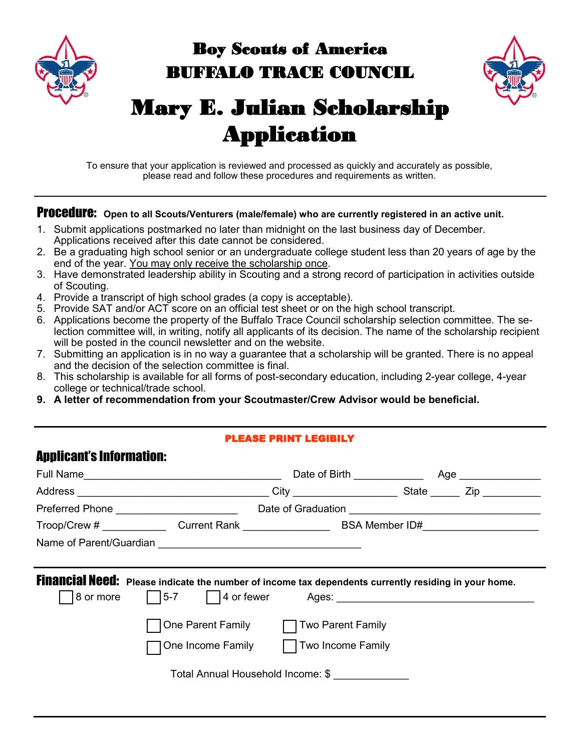# Boy Scouts of America
# BUFFALO TRACE COUNCIL

# Mary E. Julian Scholarship Application

To ensure that your application is reviewed and processed as quickly and accurately as possible, please read and follow these procedures and requirements as written.

## Procedure: **Open to all Scouts/Venturers (male/female) who are currently registered in an active unit.**

1. Submit applications postmarked no later than midnight on the last business day of December. Applications received after this date cannot be considered.
2. Be a graduating high school senior or an undergraduate college student less than 20 years of age by the end of the year. <u>You may only receive the scholarship once</u>.
3. Have demonstrated leadership ability in Scouting and a strong record of participation in activities outside of Scouting.
4. Provide a transcript of high school grades (a copy is acceptable).
5. Provide SAT and/or ACT score on an official test sheet or on the high school transcript.
6. Applications become the property of the Buffalo Trace Council scholarship selection committee. The selection committee will, in writing, notify all applicants of its decision. The name of the scholarship recipient will be posted in the council newsletter and on the website.
7. Submitting an application is in no way a guarantee that a scholarship will be granted. There is no appeal and the decision of the selection committee is final.
8. This scholarship is available for all forms of post-secondary education, including 2-year college, 4-year college or technical/trade school.
9. **A letter of recommendation from your Scoutmaster/Crew Advisor would be beneficial.**

---

**PLEASE PRINT LEGIBILY**

## Applicant's Information:

Full Name________________________________ Date of Birth ___________ Age _____________

Address ______________________________ City _________________ State _____ Zip _________

Preferred Phone ____________________ Date of Graduation ______________________________

Troop/Crew # __________ Current Rank ______________ BSA Member ID#__________________

Name of Parent/Guardian _________________________________

---

## Financial Need: **Please indicate the number of income tax dependents currently residing in your home.**

☐ 8 or more ☐ 5-7 ☐ 4 or fewer Ages: ________________________________

☐ One Parent Family ☐ Two Parent Family

☐ One Income Family ☐ Two Income Family

Total Annual Household Income: $ ____________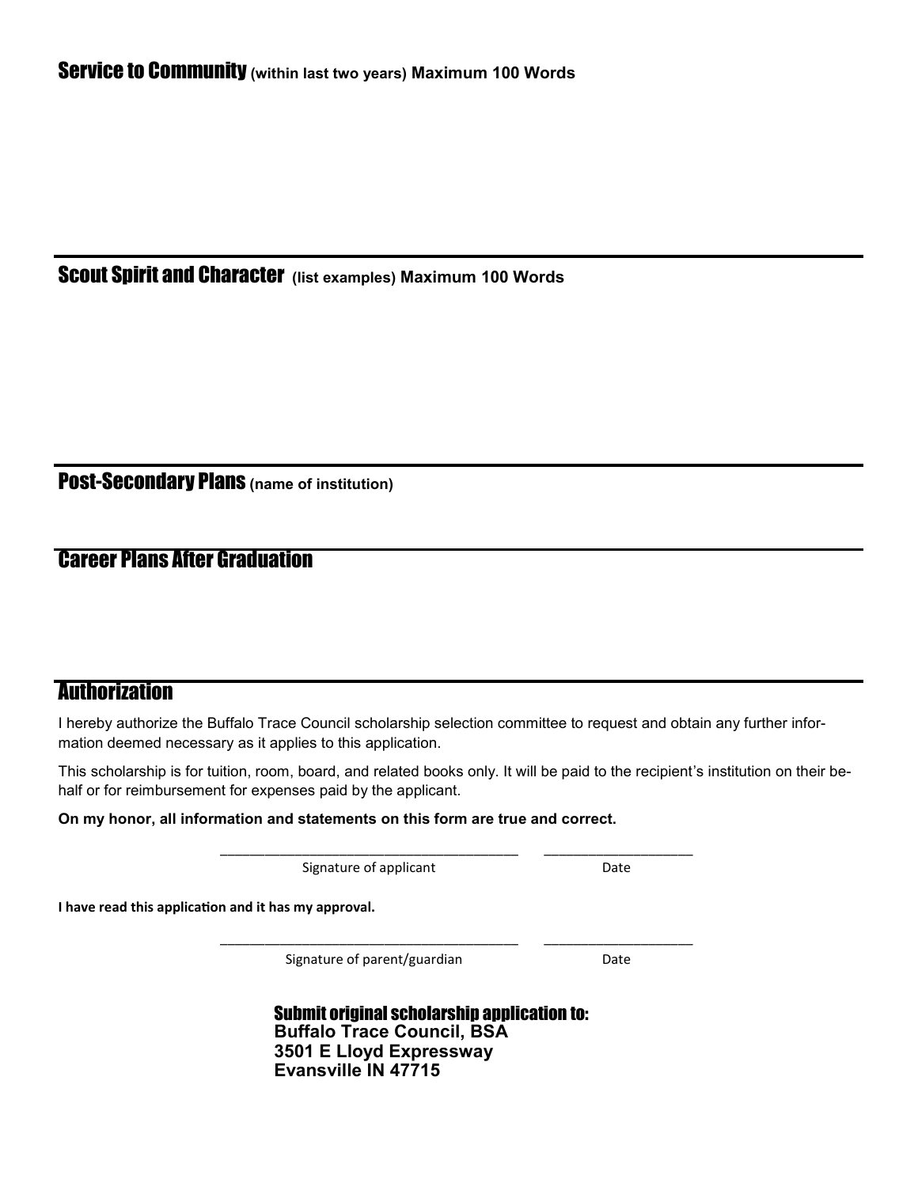## Service to Community (within last two years) Maximum 100 Words

## Scout Spirit and Character (list examples) Maximum 100 Words

## Post-Secondary Plans (name of institution)

## Career Plans After Graduation

## Authorization

I hereby authorize the Buffalo Trace Council scholarship selection committee to request and obtain any further information deemed necessary as it applies to this application.

This scholarship is for tuition, room, board, and related books only. It will be paid to the recipient's institution on their behalf or for reimbursement for expenses paid by the applicant.

**On my honor, all information and statements on this form are true and correct.**

_______________________________________ ___________________
Signature of applicant Date

**I have read this application and it has my approval.**

_______________________________________ ___________________
Signature of parent/guardian Date

**Submit original scholarship application to:**
**Buffalo Trace Council, BSA**
**3501 E Lloyd Expressway**
**Evansville IN 47715**